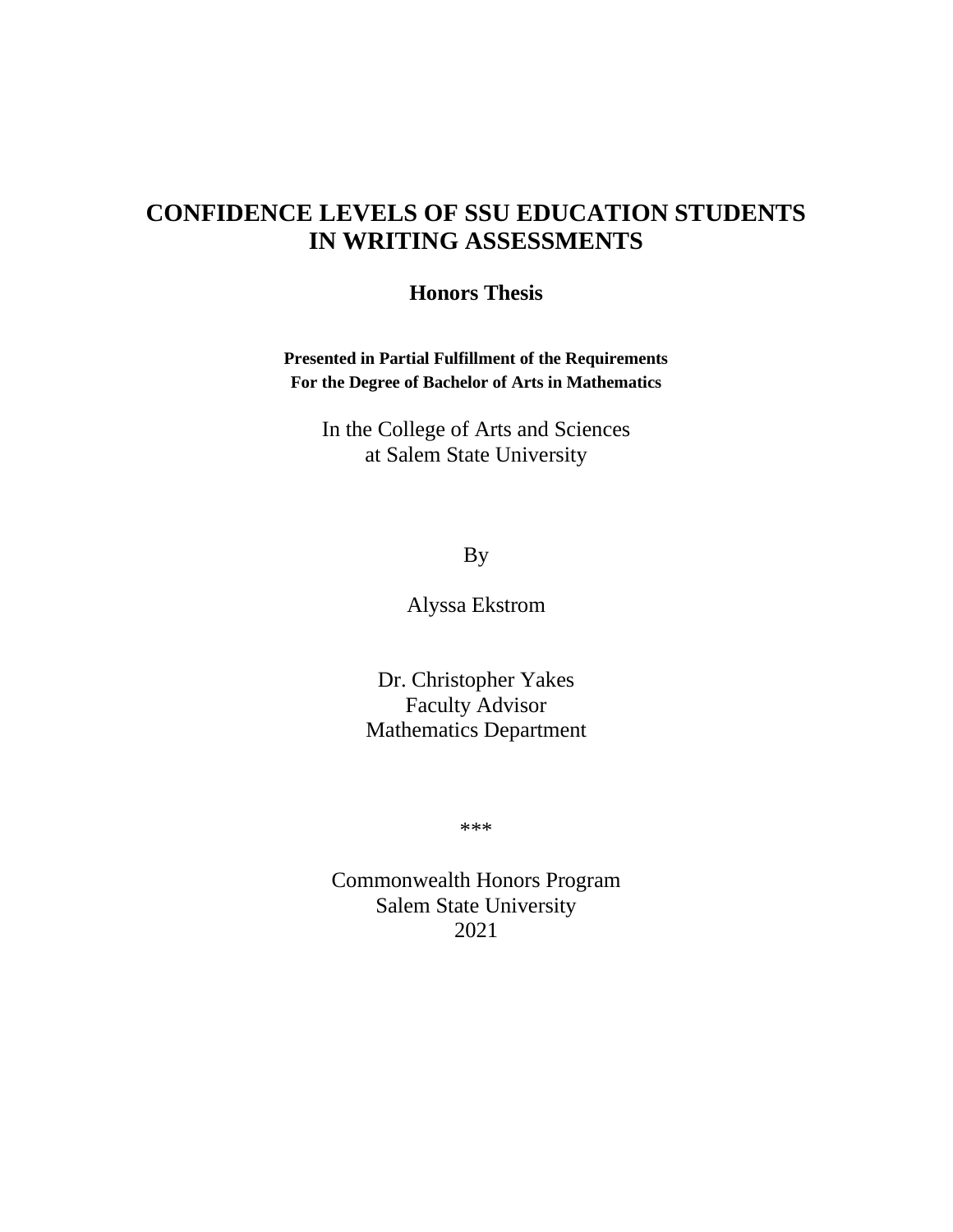# CONFIDENCE LEVELS OF SSU EDUCATION STUDENTS IN WRITING ASSESSMENTS

**Honors Thesis**

**Presented in Partial Fulfillment of the Requirements**
**For the Degree of Bachelor of Arts in Mathematics**

In the College of Arts and Sciences
at Salem State University

By

Alyssa Ekstrom

Dr. Christopher Yakes
Faculty Advisor
Mathematics Department

***

Commonwealth Honors Program
Salem State University
2021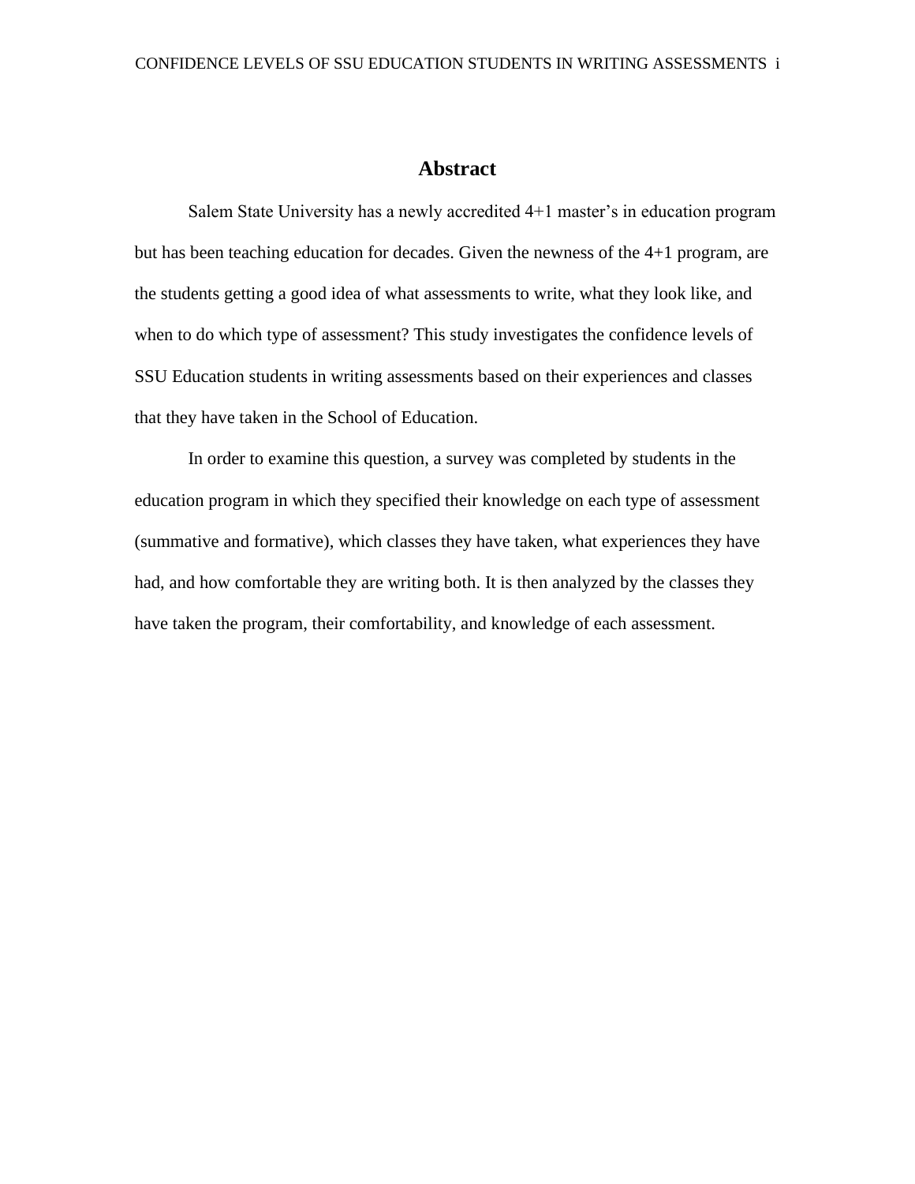# Abstract

Salem State University has a newly accredited 4+1 master's in education program but has been teaching education for decades. Given the newness of the 4+1 program, are the students getting a good idea of what assessments to write, what they look like, and when to do which type of assessment? This study investigates the confidence levels of SSU Education students in writing assessments based on their experiences and classes that they have taken in the School of Education.

In order to examine this question, a survey was completed by students in the education program in which they specified their knowledge on each type of assessment (summative and formative), which classes they have taken, what experiences they have had, and how comfortable they are writing both. It is then analyzed by the classes they have taken the program, their comfortability, and knowledge of each assessment.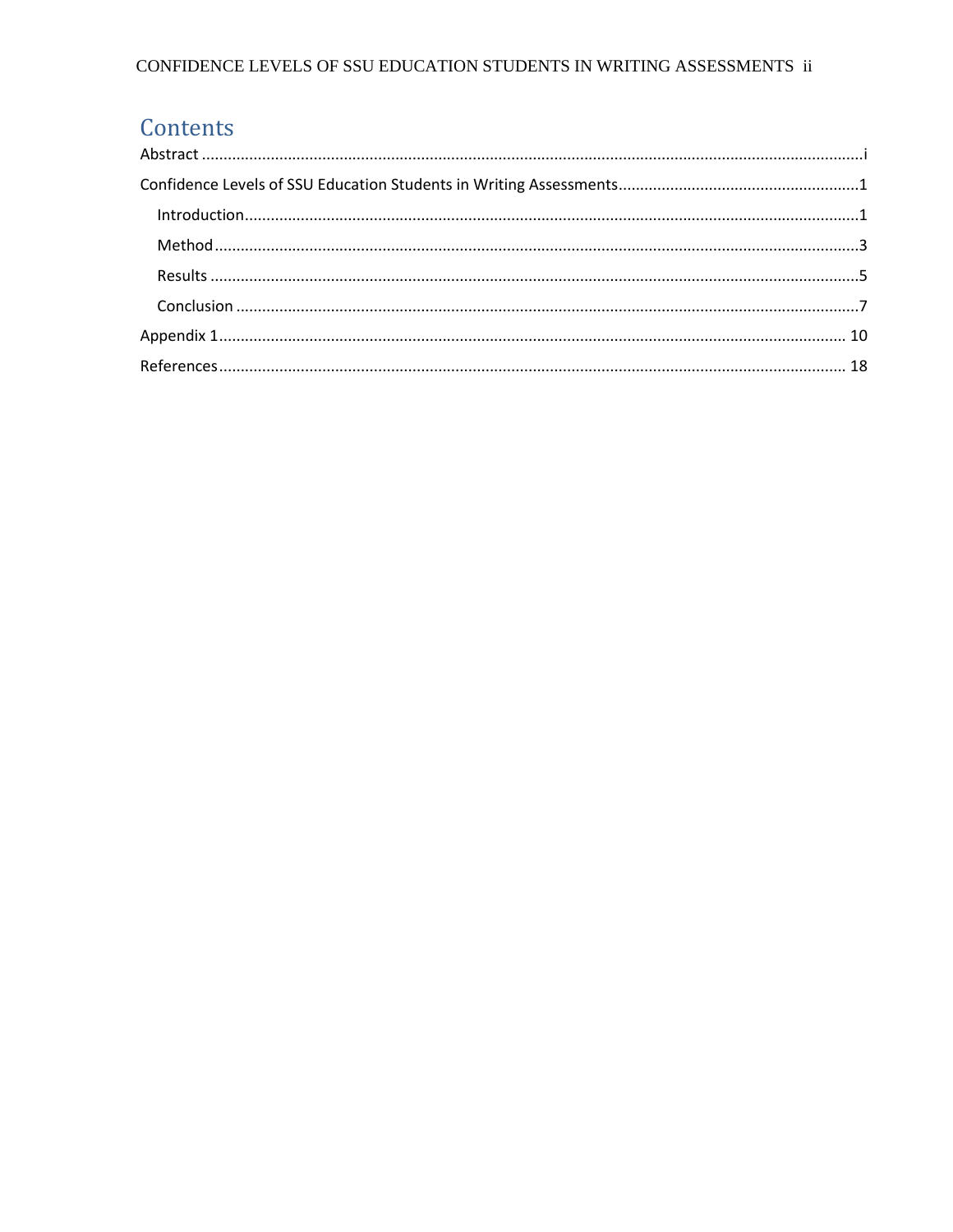# Contents

Abstract ........................................................................................................................................ i

Confidence Levels of SSU Education Students in Writing Assessments ........................................................ 1

- Introduction ........................................................................................................................... 1
- Method .................................................................................................................................. 3
- Results .................................................................................................................................. 5
- Conclusion ............................................................................................................................. 7

Appendix 1 ................................................................................................................................ 10

References ................................................................................................................................ 18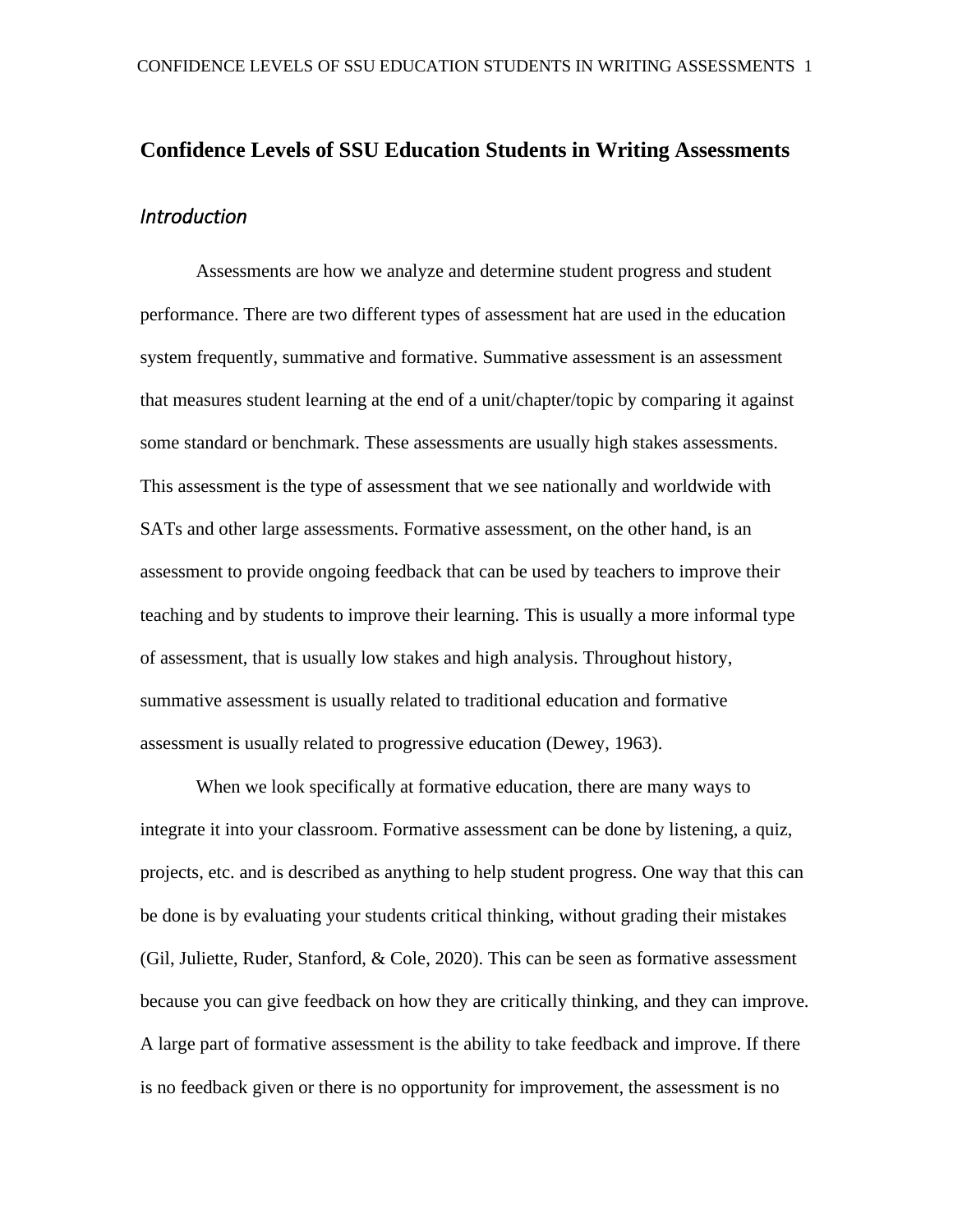# Confidence Levels of SSU Education Students in Writing Assessments

## *Introduction*

Assessments are how we analyze and determine student progress and student performance. There are two different types of assessment hat are used in the education system frequently, summative and formative. Summative assessment is an assessment that measures student learning at the end of a unit/chapter/topic by comparing it against some standard or benchmark. These assessments are usually high stakes assessments. This assessment is the type of assessment that we see nationally and worldwide with SATs and other large assessments. Formative assessment, on the other hand, is an assessment to provide ongoing feedback that can be used by teachers to improve their teaching and by students to improve their learning. This is usually a more informal type of assessment, that is usually low stakes and high analysis. Throughout history, summative assessment is usually related to traditional education and formative assessment is usually related to progressive education (Dewey, 1963).

When we look specifically at formative education, there are many ways to integrate it into your classroom. Formative assessment can be done by listening, a quiz, projects, etc. and is described as anything to help student progress. One way that this can be done is by evaluating your students critical thinking, without grading their mistakes (Gil, Juliette, Ruder, Stanford, & Cole, 2020). This can be seen as formative assessment because you can give feedback on how they are critically thinking, and they can improve. A large part of formative assessment is the ability to take feedback and improve. If there is no feedback given or there is no opportunity for improvement, the assessment is no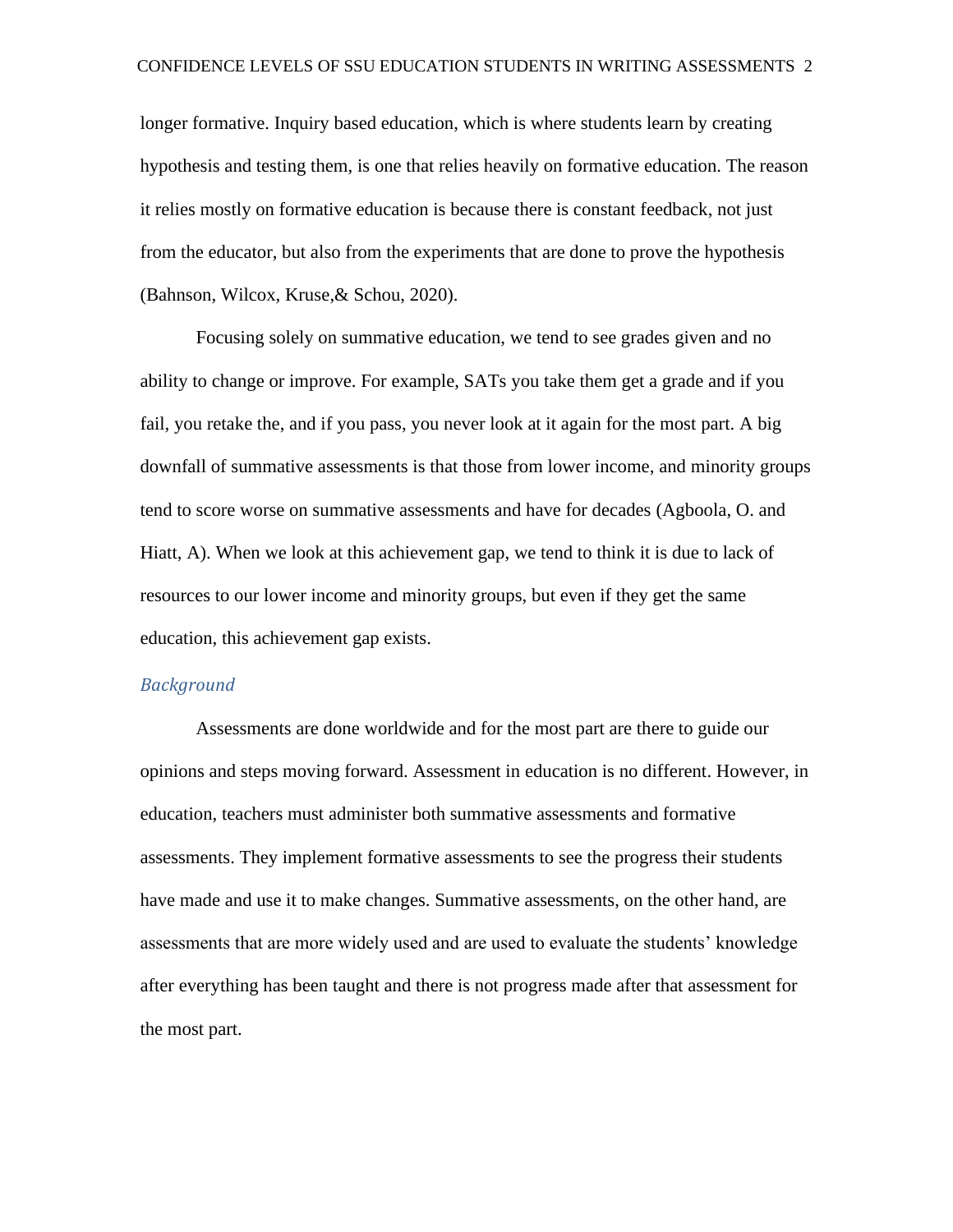longer formative. Inquiry based education, which is where students learn by creating hypothesis and testing them, is one that relies heavily on formative education. The reason it relies mostly on formative education is because there is constant feedback, not just from the educator, but also from the experiments that are done to prove the hypothesis (Bahnson, Wilcox, Kruse,& Schou, 2020).

Focusing solely on summative education, we tend to see grades given and no ability to change or improve. For example, SATs you take them get a grade and if you fail, you retake the, and if you pass, you never look at it again for the most part. A big downfall of summative assessments is that those from lower income, and minority groups tend to score worse on summative assessments and have for decades (Agboola, O. and Hiatt, A). When we look at this achievement gap, we tend to think it is due to lack of resources to our lower income and minority groups, but even if they get the same education, this achievement gap exists.

## *Background*

Assessments are done worldwide and for the most part are there to guide our opinions and steps moving forward. Assessment in education is no different. However, in education, teachers must administer both summative assessments and formative assessments. They implement formative assessments to see the progress their students have made and use it to make changes. Summative assessments, on the other hand, are assessments that are more widely used and are used to evaluate the students' knowledge after everything has been taught and there is not progress made after that assessment for the most part.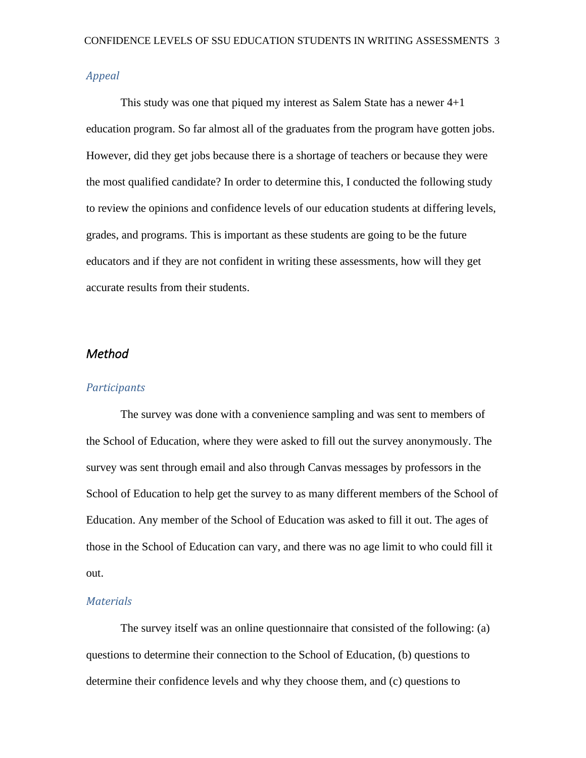### *Appeal*

This study was one that piqued my interest as Salem State has a newer 4+1 education program. So far almost all of the graduates from the program have gotten jobs. However, did they get jobs because there is a shortage of teachers or because they were the most qualified candidate? In order to determine this, I conducted the following study to review the opinions and confidence levels of our education students at differing levels, grades, and programs. This is important as these students are going to be the future educators and if they are not confident in writing these assessments, how will they get accurate results from their students.

## *Method*

### *Participants*

The survey was done with a convenience sampling and was sent to members of the School of Education, where they were asked to fill out the survey anonymously. The survey was sent through email and also through Canvas messages by professors in the School of Education to help get the survey to as many different members of the School of Education. Any member of the School of Education was asked to fill it out. The ages of those in the School of Education can vary, and there was no age limit to who could fill it out.

### *Materials*

The survey itself was an online questionnaire that consisted of the following: (a) questions to determine their connection to the School of Education, (b) questions to determine their confidence levels and why they choose them, and (c) questions to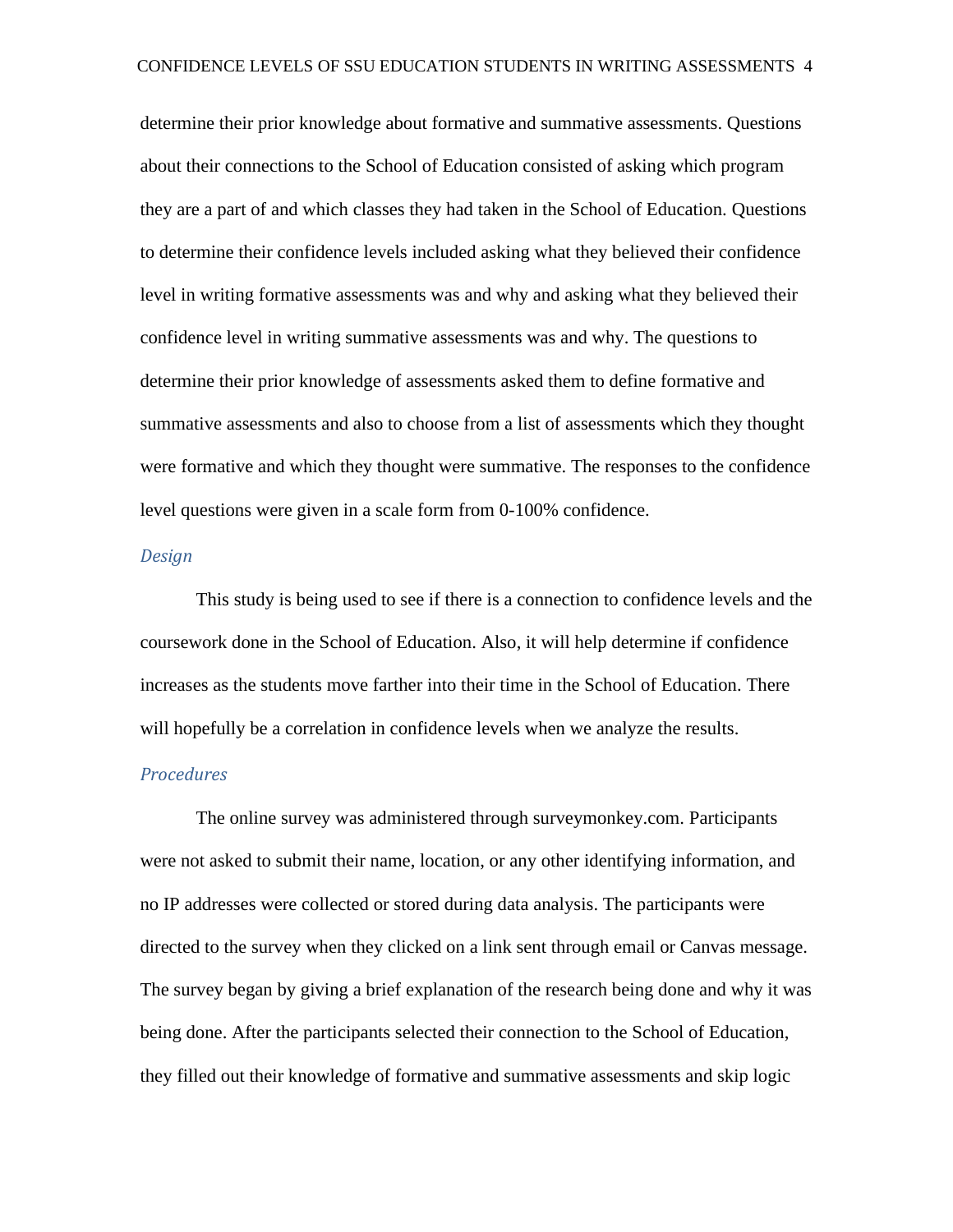determine their prior knowledge about formative and summative assessments. Questions about their connections to the School of Education consisted of asking which program they are a part of and which classes they had taken in the School of Education. Questions to determine their confidence levels included asking what they believed their confidence level in writing formative assessments was and why and asking what they believed their confidence level in writing summative assessments was and why. The questions to determine their prior knowledge of assessments asked them to define formative and summative assessments and also to choose from a list of assessments which they thought were formative and which they thought were summative. The responses to the confidence level questions were given in a scale form from 0-100% confidence.

### *Design*

This study is being used to see if there is a connection to confidence levels and the coursework done in the School of Education. Also, it will help determine if confidence increases as the students move farther into their time in the School of Education. There will hopefully be a correlation in confidence levels when we analyze the results.

### *Procedures*

The online survey was administered through surveymonkey.com. Participants were not asked to submit their name, location, or any other identifying information, and no IP addresses were collected or stored during data analysis. The participants were directed to the survey when they clicked on a link sent through email or Canvas message. The survey began by giving a brief explanation of the research being done and why it was being done. After the participants selected their connection to the School of Education, they filled out their knowledge of formative and summative assessments and skip logic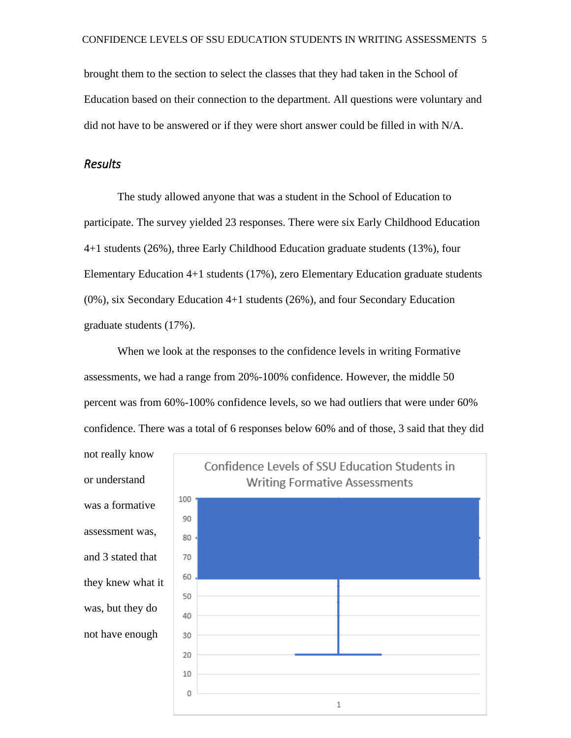brought them to the section to select the classes that they had taken in the School of Education based on their connection to the department. All questions were voluntary and did not have to be answered or if they were short answer could be filled in with N/A.

## *Results*

The study allowed anyone that was a student in the School of Education to participate. The survey yielded 23 responses. There were six Early Childhood Education 4+1 students (26%), three Early Childhood Education graduate students (13%), four Elementary Education 4+1 students (17%), zero Elementary Education graduate students (0%), six Secondary Education 4+1 students (26%), and four Secondary Education graduate students (17%).

When we look at the responses to the confidence levels in writing Formative assessments, we had a range from 20%-100% confidence. However, the middle 50 percent was from 60%-100% confidence levels, so we had outliers that were under 60% confidence. There was a total of 6 responses below 60% and of those, 3 said that they did not really know or understand was a formative assessment was, and 3 stated that they knew what it was, but they do not have enough

Confidence Levels of SSU Education Students in Writing Formative Assessments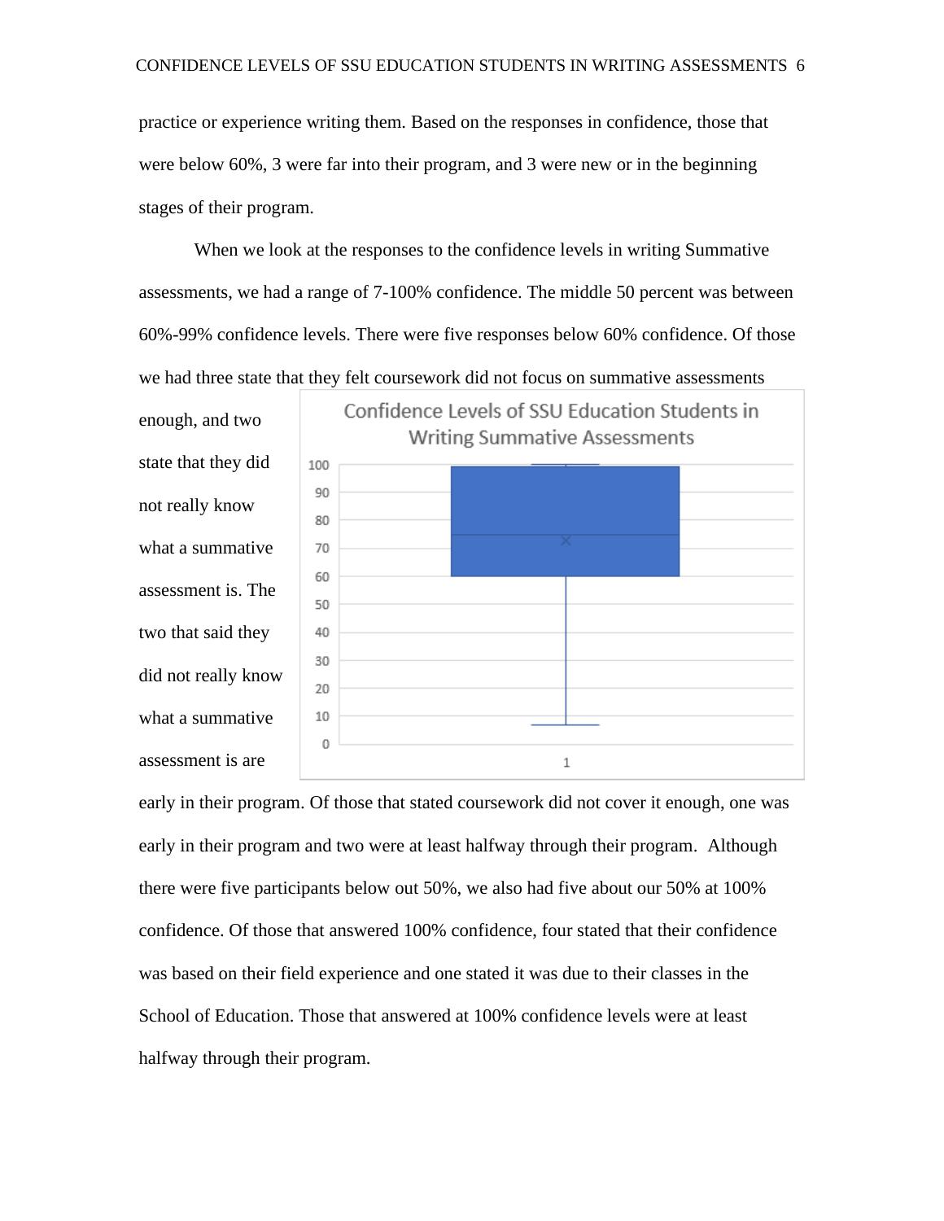practice or experience writing them. Based on the responses in confidence, those that were below 60%, 3 were far into their program, and 3 were new or in the beginning stages of their program.

When we look at the responses to the confidence levels in writing Summative assessments, we had a range of 7-100% confidence. The middle 50 percent was between 60%-99% confidence levels. There were five responses below 60% confidence. Of those we had three state that they felt coursework did not focus on summative assessments enough, and two state that they did not really know what a summative assessment is. The two that said they did not really know what a summative assessment is are early in their program. Of those that stated coursework did not cover it enough, one was early in their program and two were at least halfway through their program. Although there were five participants below out 50%, we also had five about our 50% at 100% confidence. Of those that answered 100% confidence, four stated that their confidence was based on their field experience and one stated it was due to their classes in the School of Education. Those that answered at 100% confidence levels were at least halfway through their program.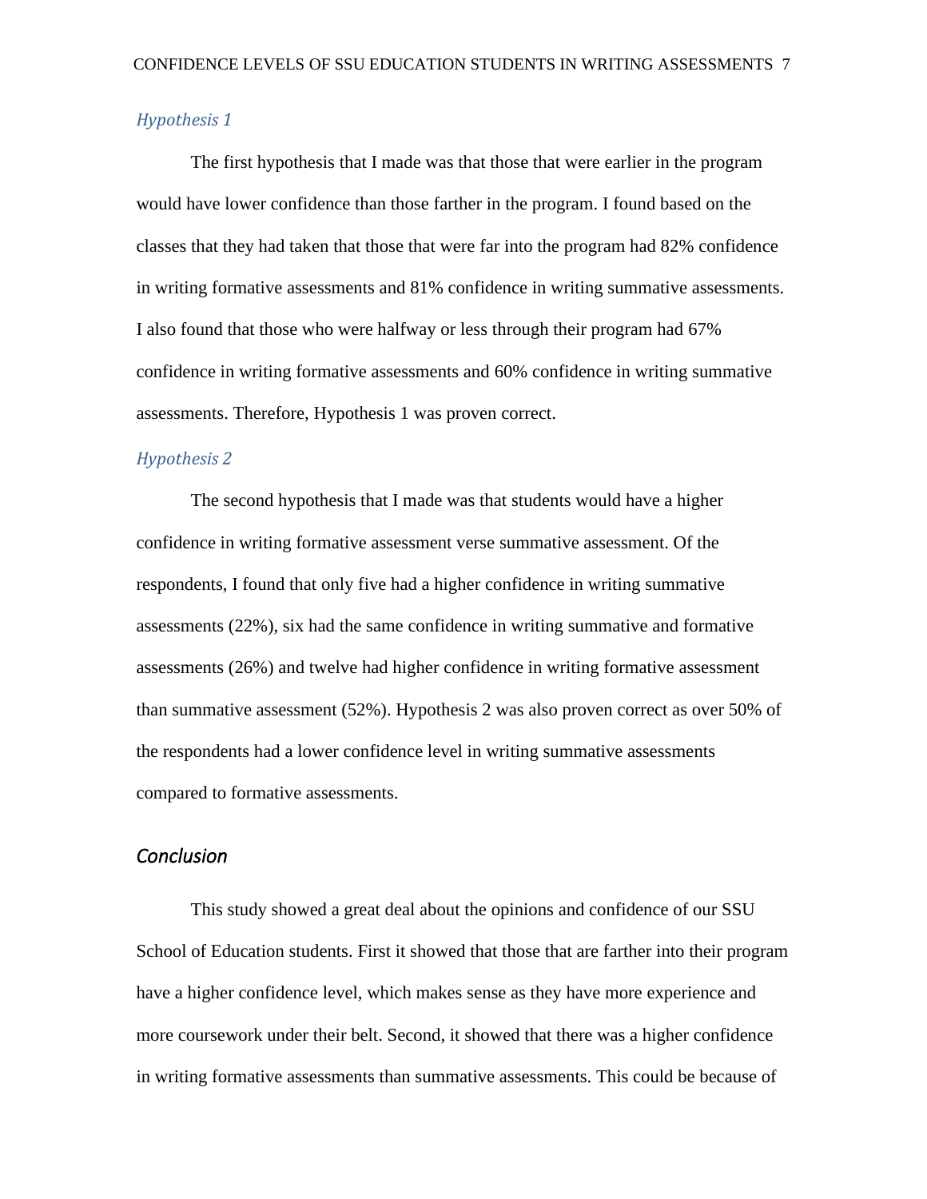### *Hypothesis 1*

The first hypothesis that I made was that those that were earlier in the program would have lower confidence than those farther in the program. I found based on the classes that they had taken that those that were far into the program had 82% confidence in writing formative assessments and 81% confidence in writing summative assessments. I also found that those who were halfway or less through their program had 67% confidence in writing formative assessments and 60% confidence in writing summative assessments. Therefore, Hypothesis 1 was proven correct.

### *Hypothesis 2*

The second hypothesis that I made was that students would have a higher confidence in writing formative assessment verse summative assessment. Of the respondents, I found that only five had a higher confidence in writing summative assessments (22%), six had the same confidence in writing summative and formative assessments (26%) and twelve had higher confidence in writing formative assessment than summative assessment (52%). Hypothesis 2 was also proven correct as over 50% of the respondents had a lower confidence level in writing summative assessments compared to formative assessments.

## *Conclusion*

This study showed a great deal about the opinions and confidence of our SSU School of Education students. First it showed that those that are farther into their program have a higher confidence level, which makes sense as they have more experience and more coursework under their belt. Second, it showed that there was a higher confidence in writing formative assessments than summative assessments. This could be because of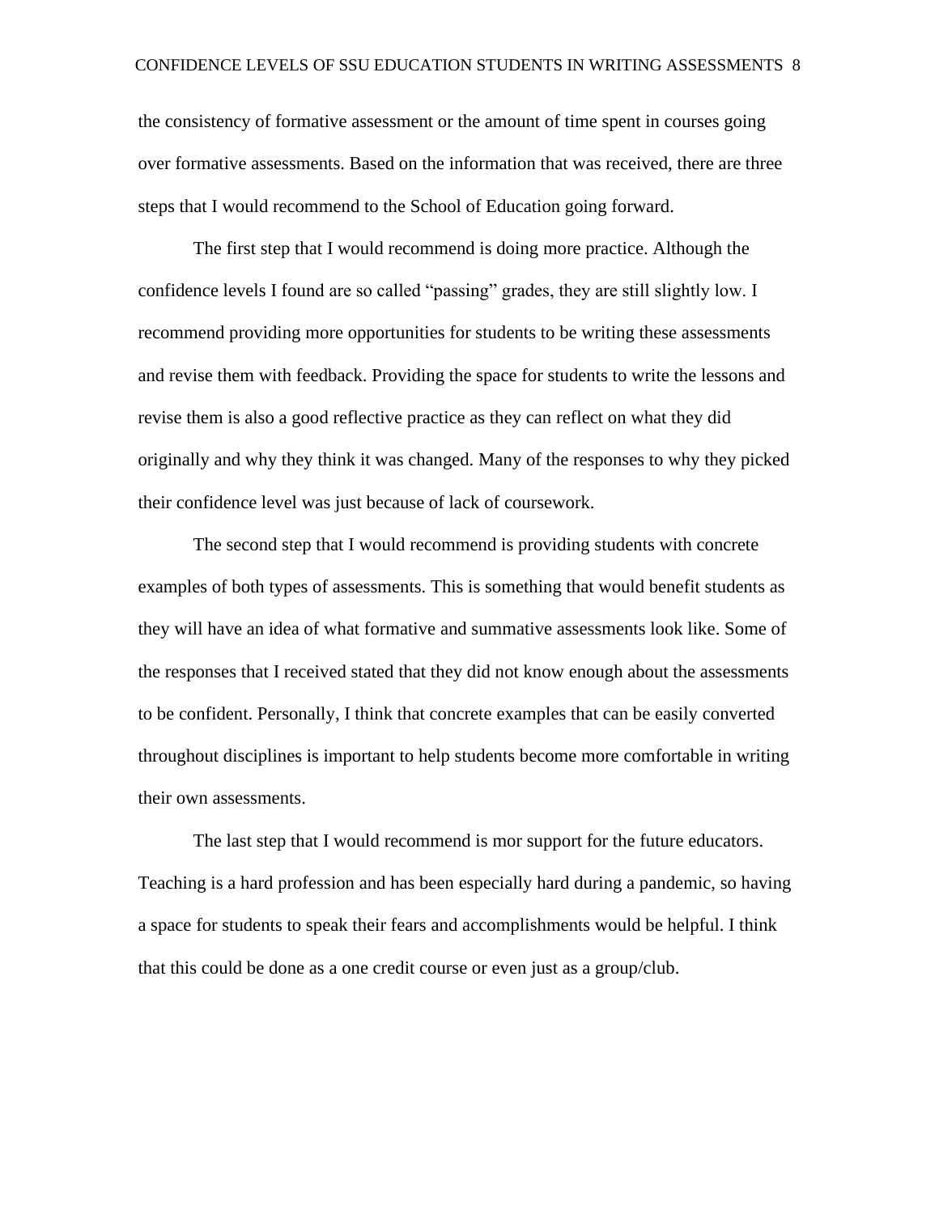the consistency of formative assessment or the amount of time spent in courses going over formative assessments. Based on the information that was received, there are three steps that I would recommend to the School of Education going forward.

The first step that I would recommend is doing more practice. Although the confidence levels I found are so called “passing” grades, they are still slightly low. I recommend providing more opportunities for students to be writing these assessments and revise them with feedback. Providing the space for students to write the lessons and revise them is also a good reflective practice as they can reflect on what they did originally and why they think it was changed. Many of the responses to why they picked their confidence level was just because of lack of coursework.

The second step that I would recommend is providing students with concrete examples of both types of assessments. This is something that would benefit students as they will have an idea of what formative and summative assessments look like. Some of the responses that I received stated that they did not know enough about the assessments to be confident. Personally, I think that concrete examples that can be easily converted throughout disciplines is important to help students become more comfortable in writing their own assessments.

The last step that I would recommend is mor support for the future educators. Teaching is a hard profession and has been especially hard during a pandemic, so having a space for students to speak their fears and accomplishments would be helpful. I think that this could be done as a one credit course or even just as a group/club.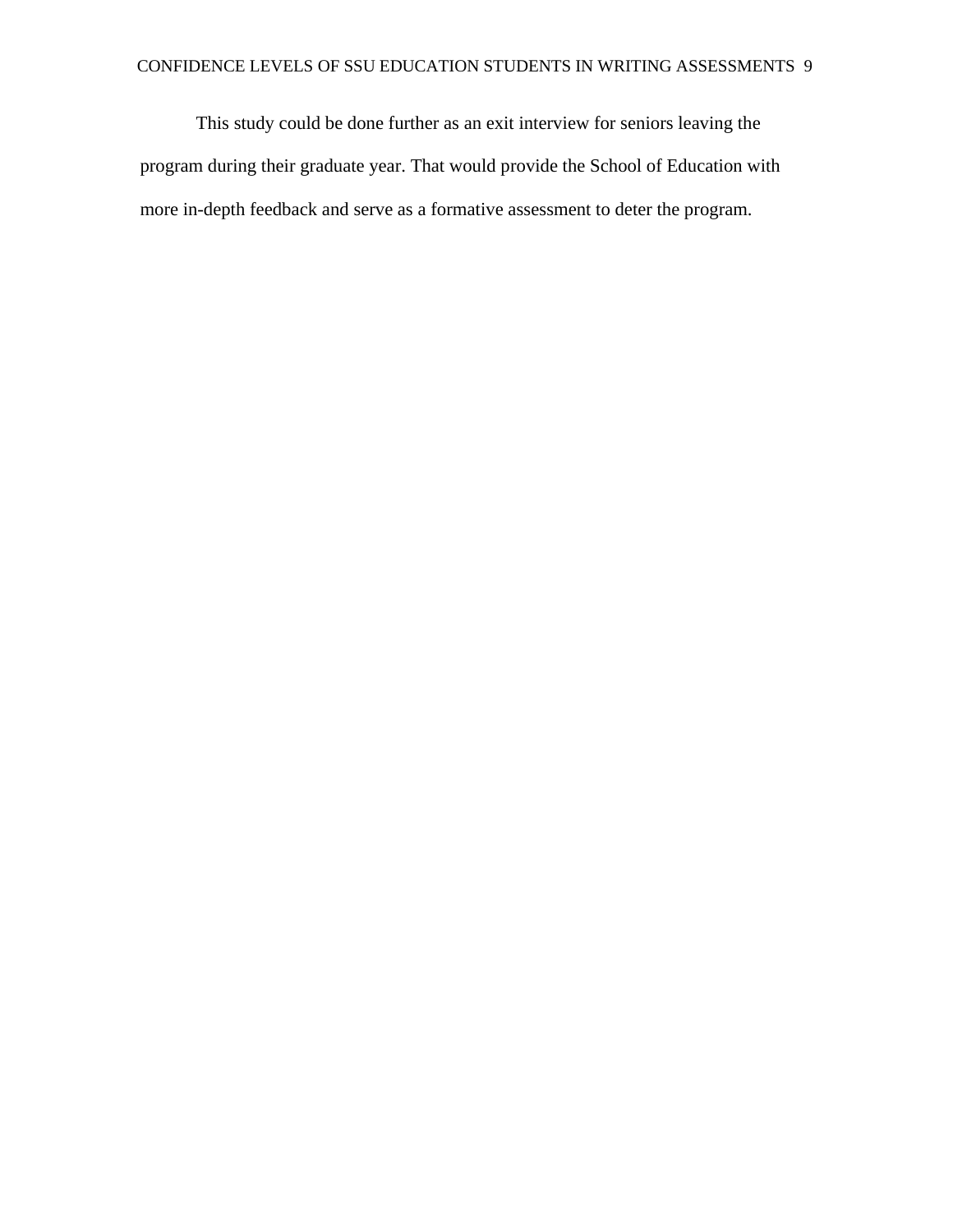This study could be done further as an exit interview for seniors leaving the program during their graduate year. That would provide the School of Education with more in-depth feedback and serve as a formative assessment to deter the program.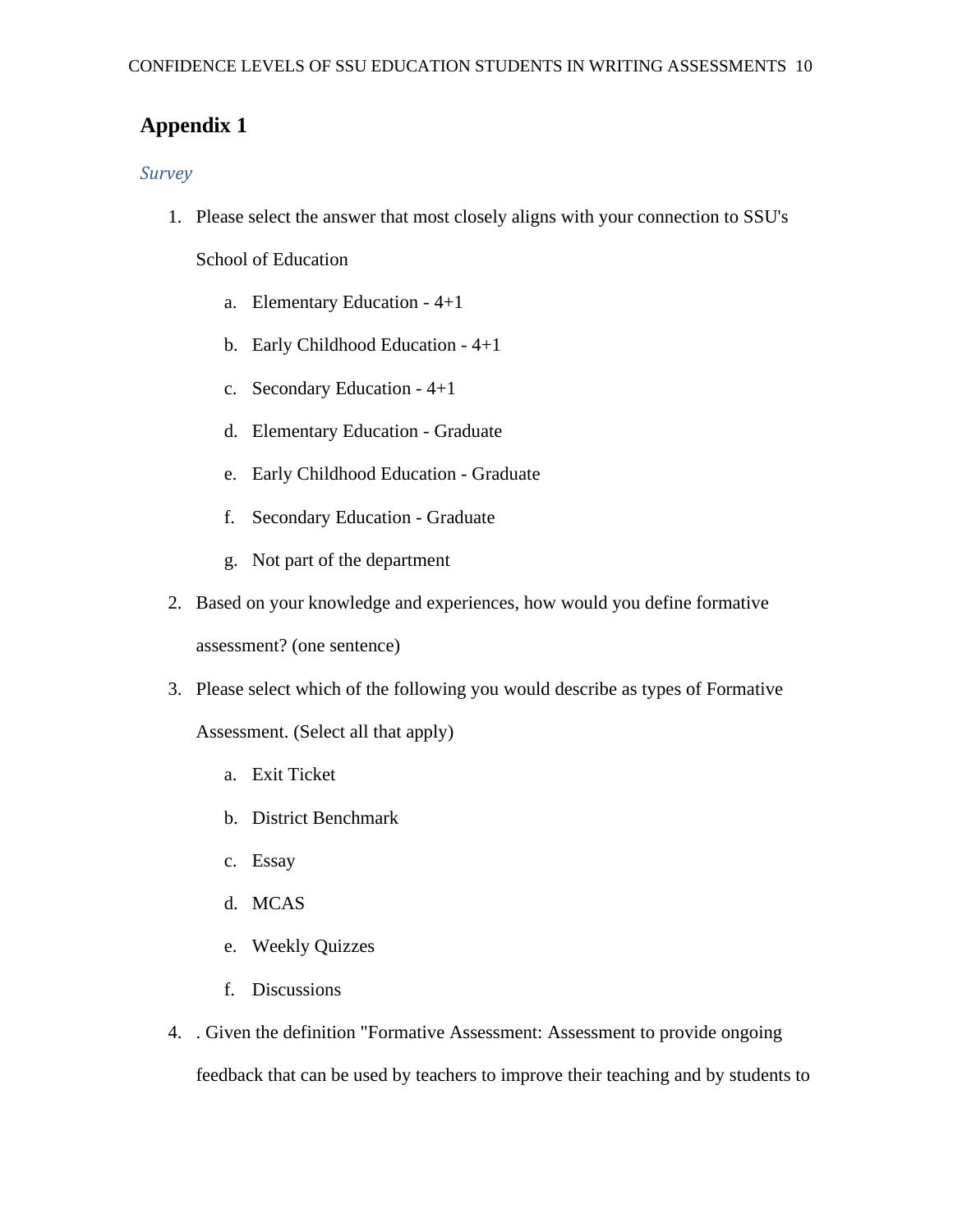# Appendix 1

*Survey*

1. Please select the answer that most closely aligns with your connection to SSU's School of Education
   a. Elementary Education - 4+1
   b. Early Childhood Education - 4+1
   c. Secondary Education - 4+1
   d. Elementary Education - Graduate
   e. Early Childhood Education - Graduate
   f. Secondary Education - Graduate
   g. Not part of the department
2. Based on your knowledge and experiences, how would you define formative assessment? (one sentence)
3. Please select which of the following you would describe as types of Formative Assessment. (Select all that apply)
   a. Exit Ticket
   b. District Benchmark
   c. Essay
   d. MCAS
   e. Weekly Quizzes
   f. Discussions
4. . Given the definition "Formative Assessment: Assessment to provide ongoing feedback that can be used by teachers to improve their teaching and by students to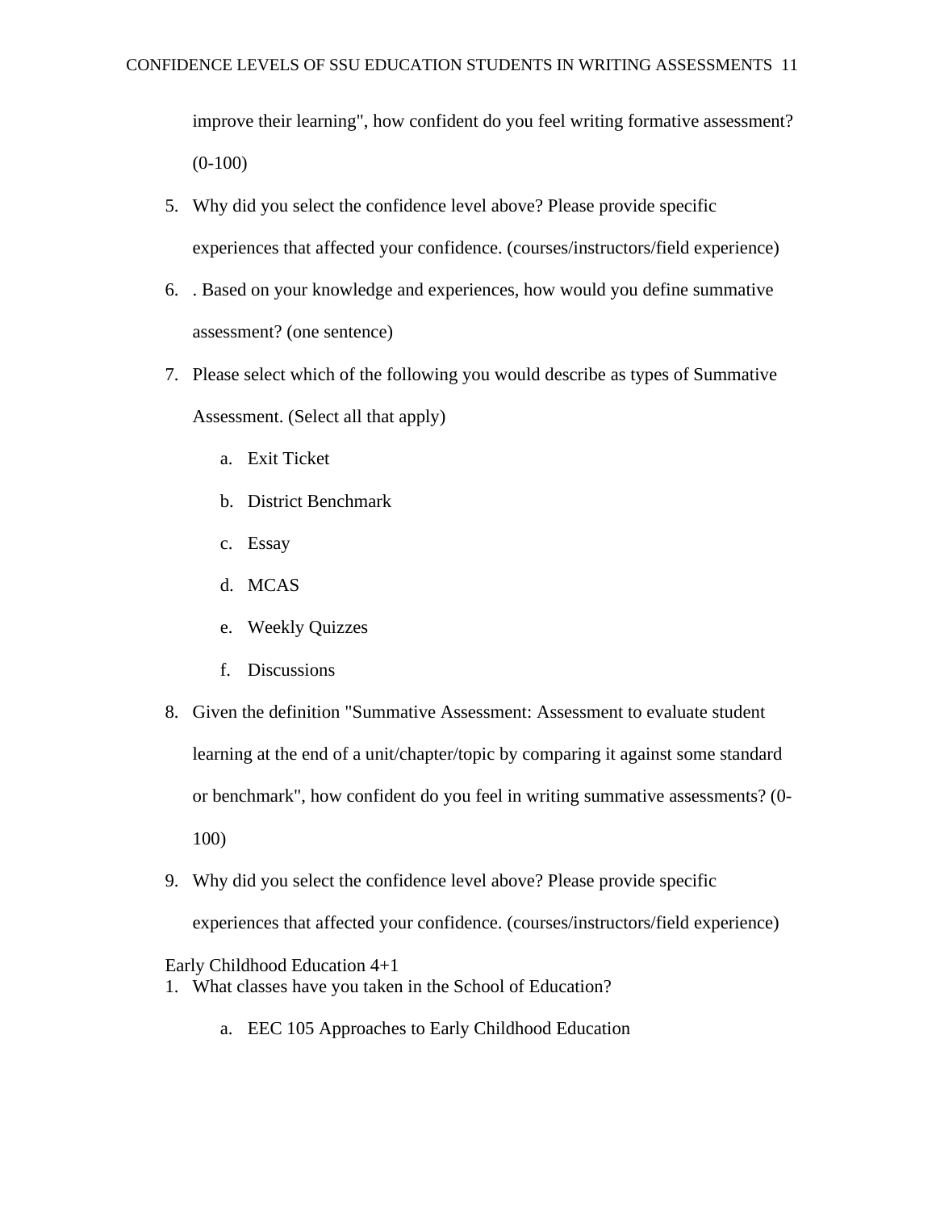improve their learning", how confident do you feel writing formative assessment? (0-100)

5. Why did you select the confidence level above? Please provide specific experiences that affected your confidence. (courses/instructors/field experience)
6. . Based on your knowledge and experiences, how would you define summative assessment? (one sentence)
7. Please select which of the following you would describe as types of Summative Assessment. (Select all that apply)
    a. Exit Ticket
    b. District Benchmark
    c. Essay
    d. MCAS
    e. Weekly Quizzes
    f. Discussions
8. Given the definition "Summative Assessment: Assessment to evaluate student learning at the end of a unit/chapter/topic by comparing it against some standard or benchmark", how confident do you feel in writing summative assessments? (0-100)
9. Why did you select the confidence level above? Please provide specific experiences that affected your confidence. (courses/instructors/field experience)

Early Childhood Education 4+1

1. What classes have you taken in the School of Education?
    a. EEC 105 Approaches to Early Childhood Education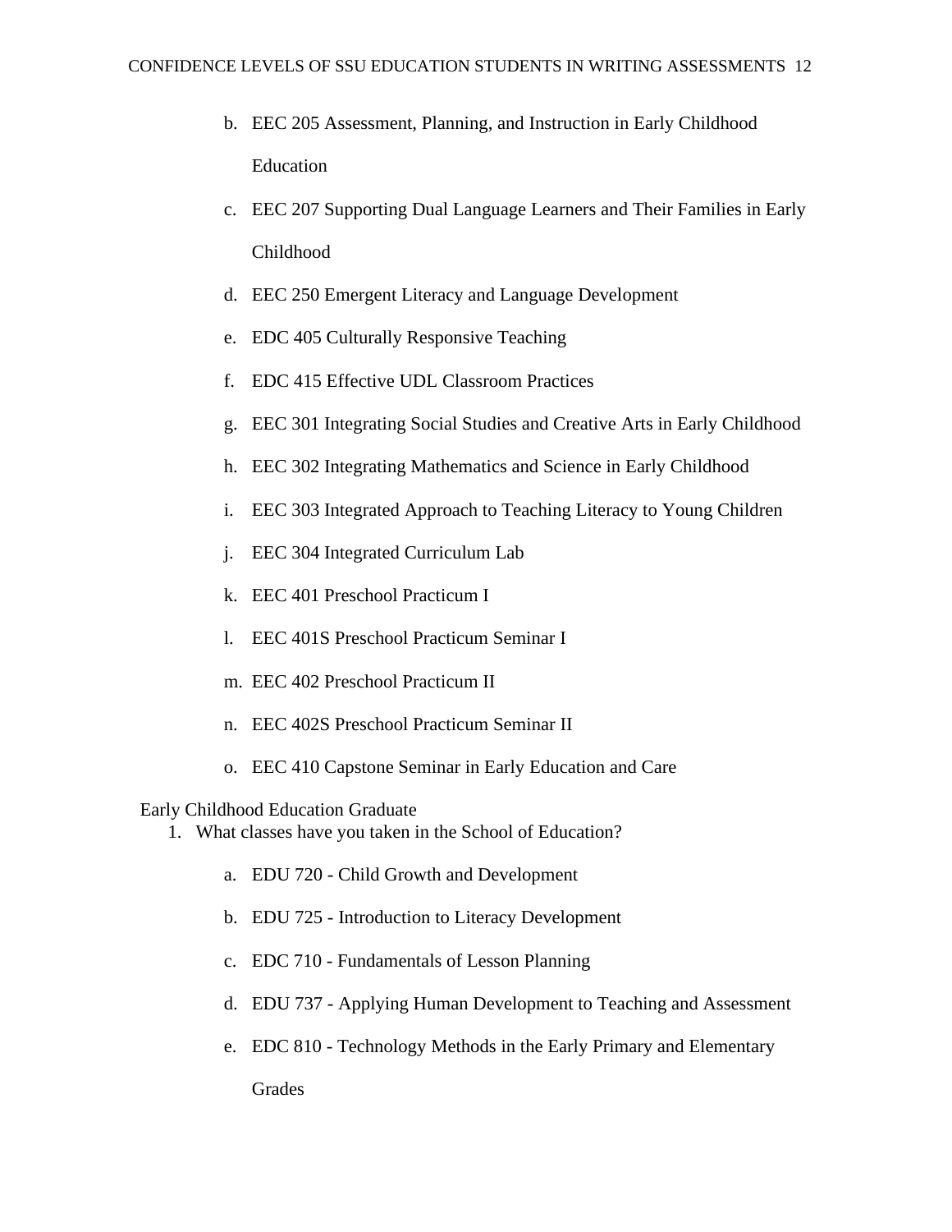b. EEC 205 Assessment, Planning, and Instruction in Early Childhood Education
c. EEC 207 Supporting Dual Language Learners and Their Families in Early Childhood
d. EEC 250 Emergent Literacy and Language Development
e. EDC 405 Culturally Responsive Teaching
f. EDC 415 Effective UDL Classroom Practices
g. EEC 301 Integrating Social Studies and Creative Arts in Early Childhood
h. EEC 302 Integrating Mathematics and Science in Early Childhood
i. EEC 303 Integrated Approach to Teaching Literacy to Young Children
j. EEC 304 Integrated Curriculum Lab
k. EEC 401 Preschool Practicum I
l. EEC 401S Preschool Practicum Seminar I
m. EEC 402 Preschool Practicum II
n. EEC 402S Preschool Practicum Seminar II
o. EEC 410 Capstone Seminar in Early Education and Care

Early Childhood Education Graduate

1. What classes have you taken in the School of Education?
   a. EDU 720 - Child Growth and Development
   b. EDU 725 - Introduction to Literacy Development
   c. EDC 710 - Fundamentals of Lesson Planning
   d. EDU 737 - Applying Human Development to Teaching and Assessment
   e. EDC 810 - Technology Methods in the Early Primary and Elementary Grades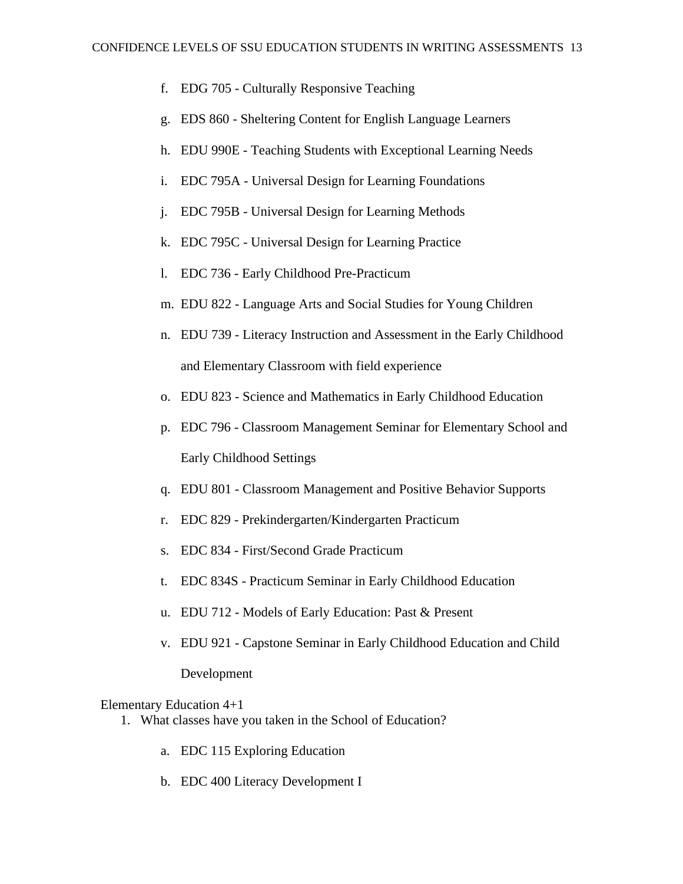f. EDG 705 - Culturally Responsive Teaching

g. EDS 860 - Sheltering Content for English Language Learners

h. EDU 990E - Teaching Students with Exceptional Learning Needs

i. EDC 795A - Universal Design for Learning Foundations

j. EDC 795B - Universal Design for Learning Methods

k. EDC 795C - Universal Design for Learning Practice

l. EDC 736 - Early Childhood Pre-Practicum

m. EDU 822 - Language Arts and Social Studies for Young Children

n. EDU 739 - Literacy Instruction and Assessment in the Early Childhood and Elementary Classroom with field experience

o. EDU 823 - Science and Mathematics in Early Childhood Education

p. EDC 796 - Classroom Management Seminar for Elementary School and Early Childhood Settings

q. EDU 801 - Classroom Management and Positive Behavior Supports

r. EDC 829 - Prekindergarten/Kindergarten Practicum

s. EDC 834 - First/Second Grade Practicum

t. EDC 834S - Practicum Seminar in Early Childhood Education

u. EDU 712 - Models of Early Education: Past & Present

v. EDU 921 - Capstone Seminar in Early Childhood Education and Child Development

Elementary Education 4+1

1. What classes have you taken in the School of Education?

   a. EDC 115 Exploring Education

   b. EDC 400 Literacy Development I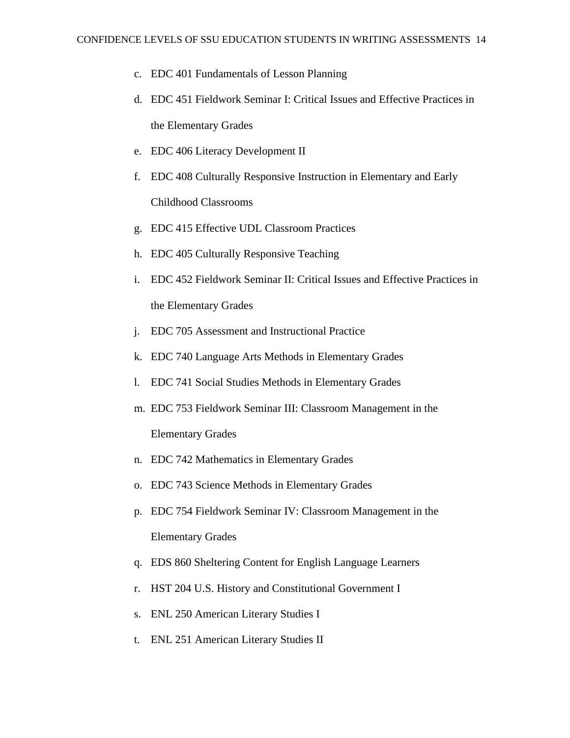c. EDC 401 Fundamentals of Lesson Planning
d. EDC 451 Fieldwork Seminar I: Critical Issues and Effective Practices in the Elementary Grades
e. EDC 406 Literacy Development II
f. EDC 408 Culturally Responsive Instruction in Elementary and Early Childhood Classrooms
g. EDC 415 Effective UDL Classroom Practices
h. EDC 405 Culturally Responsive Teaching
i. EDC 452 Fieldwork Seminar II: Critical Issues and Effective Practices in the Elementary Grades
j. EDC 705 Assessment and Instructional Practice
k. EDC 740 Language Arts Methods in Elementary Grades
l. EDC 741 Social Studies Methods in Elementary Grades
m. EDC 753 Fieldwork Seminar III: Classroom Management in the Elementary Grades
n. EDC 742 Mathematics in Elementary Grades
o. EDC 743 Science Methods in Elementary Grades
p. EDC 754 Fieldwork Seminar IV: Classroom Management in the Elementary Grades
q. EDS 860 Sheltering Content for English Language Learners
r. HST 204 U.S. History and Constitutional Government I
s. ENL 250 American Literary Studies I
t. ENL 251 American Literary Studies II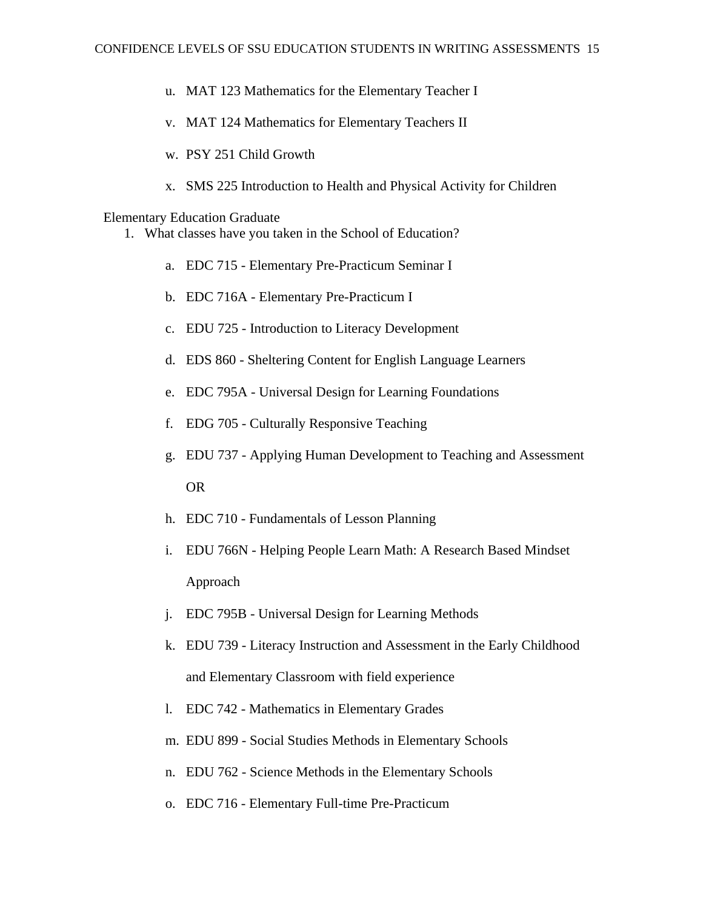u. MAT 123 Mathematics for the Elementary Teacher I

v. MAT 124 Mathematics for Elementary Teachers II

w. PSY 251 Child Growth

x. SMS 225 Introduction to Health and Physical Activity for Children

Elementary Education Graduate

1. What classes have you taken in the School of Education?

   a. EDC 715 - Elementary Pre-Practicum Seminar I

   b. EDC 716A - Elementary Pre-Practicum I

   c. EDU 725 - Introduction to Literacy Development

   d. EDS 860 - Sheltering Content for English Language Learners

   e. EDC 795A - Universal Design for Learning Foundations

   f. EDG 705 - Culturally Responsive Teaching

   g. EDU 737 - Applying Human Development to Teaching and Assessment

      OR

   h. EDC 710 - Fundamentals of Lesson Planning

   i. EDU 766N - Helping People Learn Math: A Research Based Mindset Approach

   j. EDC 795B - Universal Design for Learning Methods

   k. EDU 739 - Literacy Instruction and Assessment in the Early Childhood and Elementary Classroom with field experience

   l. EDC 742 - Mathematics in Elementary Grades

   m. EDU 899 - Social Studies Methods in Elementary Schools

   n. EDU 762 - Science Methods in the Elementary Schools

   o. EDC 716 - Elementary Full-time Pre-Practicum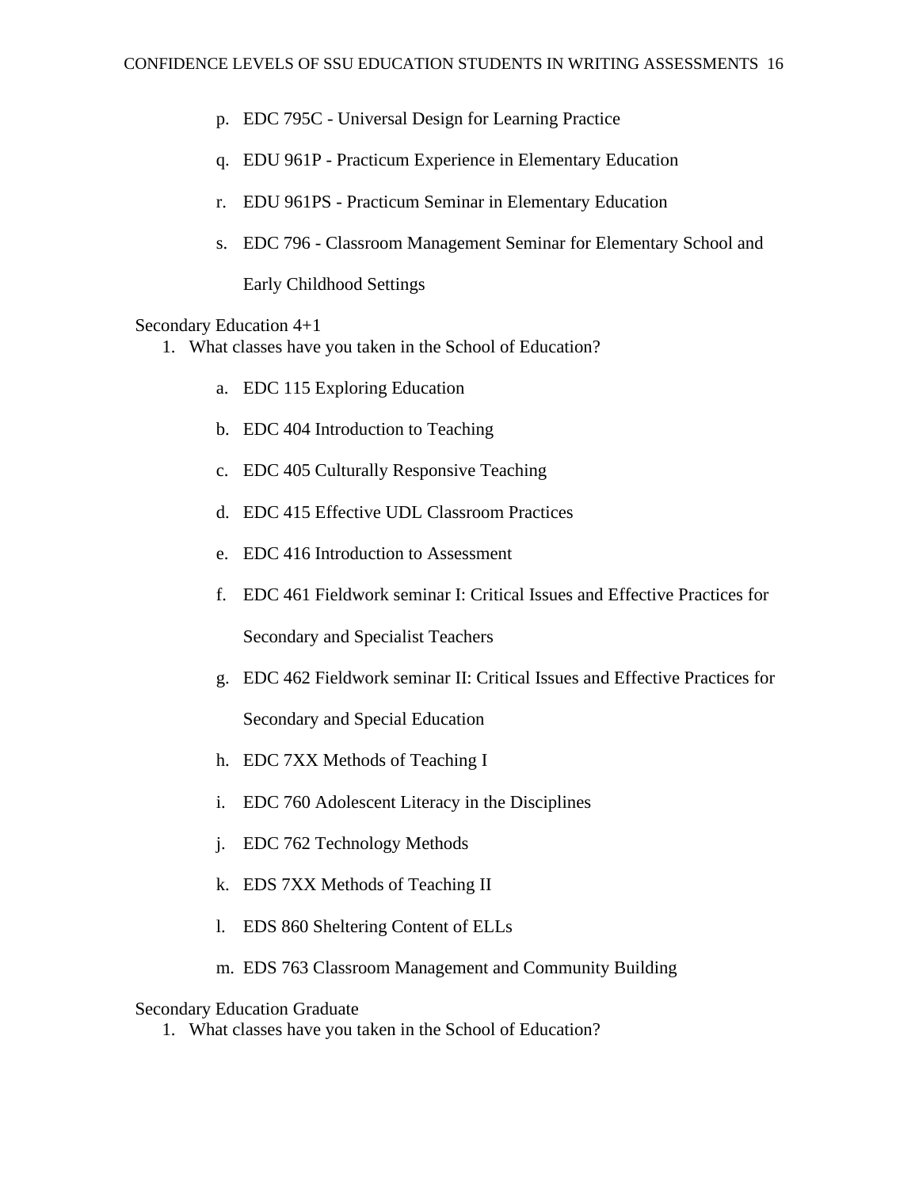p. EDC 795C - Universal Design for Learning Practice

q. EDU 961P - Practicum Experience in Elementary Education

r. EDU 961PS - Practicum Seminar in Elementary Education

s. EDC 796 - Classroom Management Seminar for Elementary School and Early Childhood Settings

Secondary Education 4+1

1. What classes have you taken in the School of Education?

   a. EDC 115 Exploring Education

   b. EDC 404 Introduction to Teaching

   c. EDC 405 Culturally Responsive Teaching

   d. EDC 415 Effective UDL Classroom Practices

   e. EDC 416 Introduction to Assessment

   f. EDC 461 Fieldwork seminar I: Critical Issues and Effective Practices for Secondary and Specialist Teachers

   g. EDC 462 Fieldwork seminar II: Critical Issues and Effective Practices for Secondary and Special Education

   h. EDC 7XX Methods of Teaching I

   i. EDC 760 Adolescent Literacy in the Disciplines

   j. EDC 762 Technology Methods

   k. EDS 7XX Methods of Teaching II

   l. EDS 860 Sheltering Content of ELLs

   m. EDS 763 Classroom Management and Community Building

Secondary Education Graduate

1. What classes have you taken in the School of Education?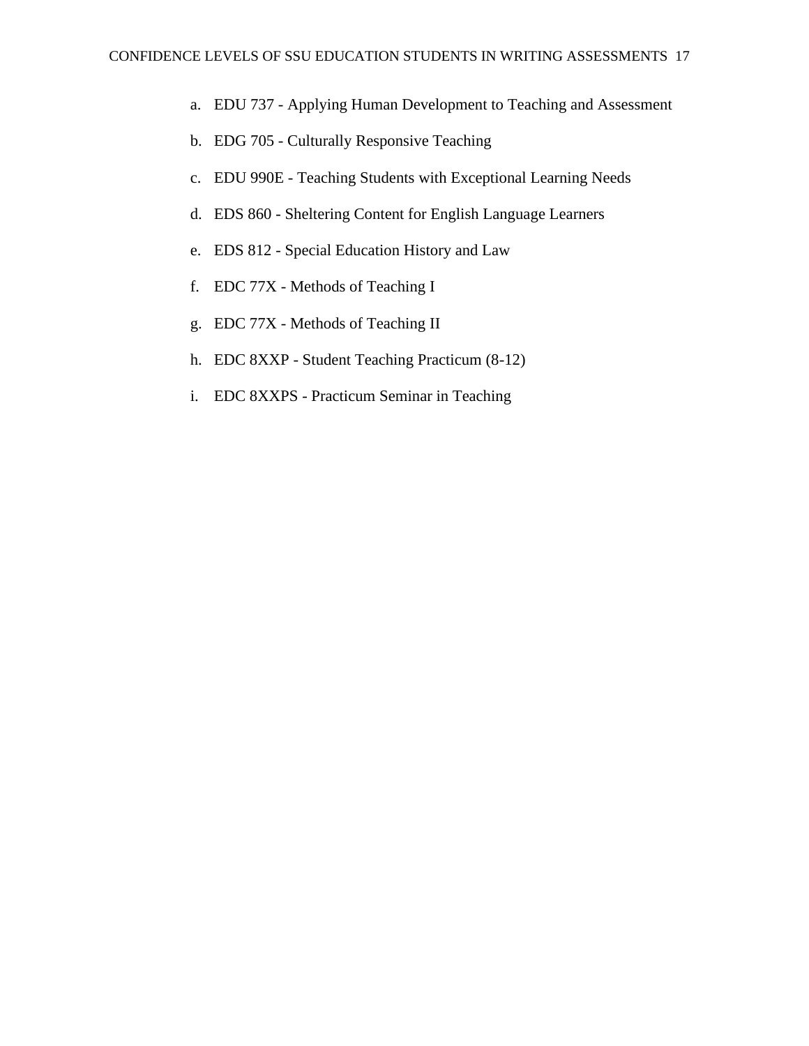a. EDU 737 - Applying Human Development to Teaching and Assessment
b. EDG 705 - Culturally Responsive Teaching
c. EDU 990E - Teaching Students with Exceptional Learning Needs
d. EDS 860 - Sheltering Content for English Language Learners
e. EDS 812 - Special Education History and Law
f. EDC 77X - Methods of Teaching I
g. EDC 77X - Methods of Teaching II
h. EDC 8XXP - Student Teaching Practicum (8-12)
i. EDC 8XXPS - Practicum Seminar in Teaching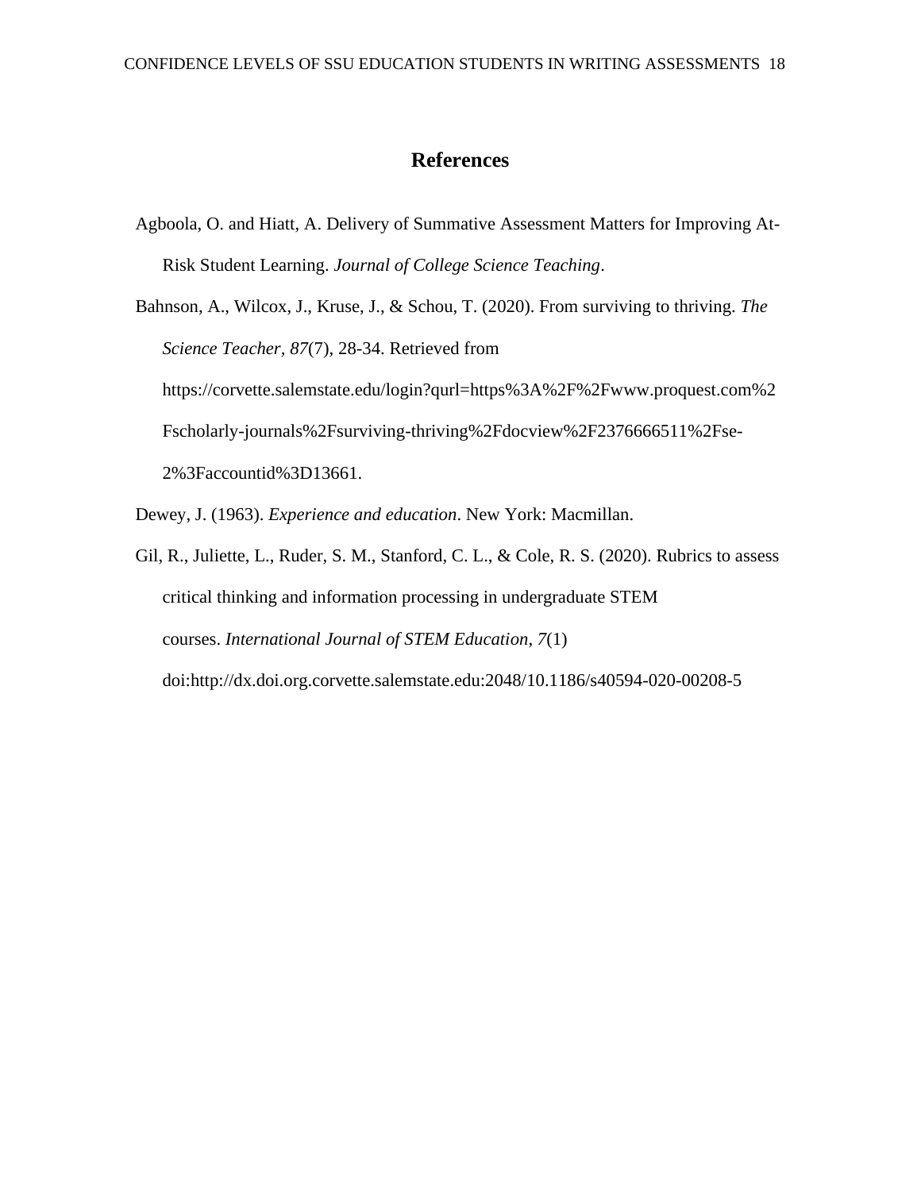# References

Agboola, O. and Hiatt, A. Delivery of Summative Assessment Matters for Improving At-Risk Student Learning. *Journal of College Science Teaching*.

Bahnson, A., Wilcox, J., Kruse, J., & Schou, T. (2020). From surviving to thriving. *The Science Teacher, 87*(7), 28-34. Retrieved from https://corvette.salemstate.edu/login?qurl=https%3A%2F%2Fwww.proquest.com%2Fscholarly-journals%2Fsurviving-thriving%2Fdocview%2F2376666511%2Fse-2%3Faccountid%3D13661.

Dewey, J. (1963). *Experience and education*. New York: Macmillan.

Gil, R., Juliette, L., Ruder, S. M., Stanford, C. L., & Cole, R. S. (2020). Rubrics to assess critical thinking and information processing in undergraduate STEM courses. *International Journal of STEM Education, 7*(1) doi:http://dx.doi.org.corvette.salemstate.edu:2048/10.1186/s40594-020-00208-5